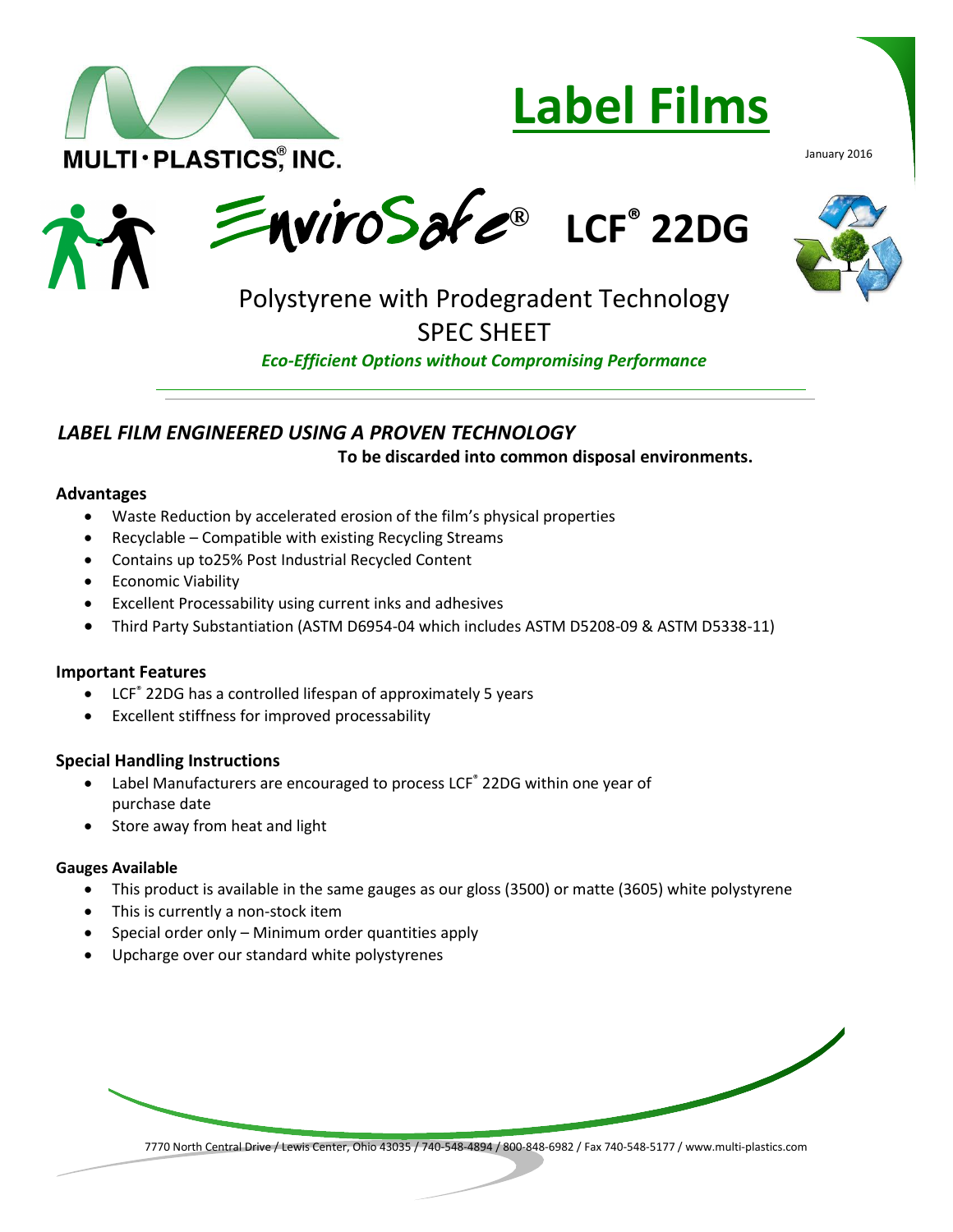MULTI·PLASTICS®, INC.

# Label Films

January 2016

## EnviroSafe® LCF® 22DG

Polystyrene with Prodegradent Technology

SPEC SHEET

*Eco-Efficient Options without Compromising Performance*

## *LABEL FILM ENGINEERED USING A PROVEN TECHNOLOGY*

**To be discarded into common disposal environments.**

### Advantages

- Waste Reduction by accelerated erosion of the film's physical properties
- Recyclable – Compatible with existing Recycling Streams
- Contains up to25% Post Industrial Recycled Content
- Economic Viability
- Excellent Processability using current inks and adhesives
- Third Party Substantiation (ASTM D6954-04 which includes ASTM D5208-09 & ASTM D5338-11)

### Important Features

- LCF® 22DG has a controlled lifespan of approximately 5 years
- Excellent stiffness for improved processability

### Special Handling Instructions

- Label Manufacturers are encouraged to process LCF® 22DG within one year of purchase date
- Store away from heat and light

#### Gauges Available

- This product is available in the same gauges as our gloss (3500) or matte (3605) white polystyrene
- This is currently a non-stock item
- Special order only – Minimum order quantities apply
- Upcharge over our standard white polystyrenes

7770 North Central Drive / Lewis Center, Ohio 43035 / 740-548-4894 / 800-848-6982 / Fax 740-548-5177 / www.multi-plastics.com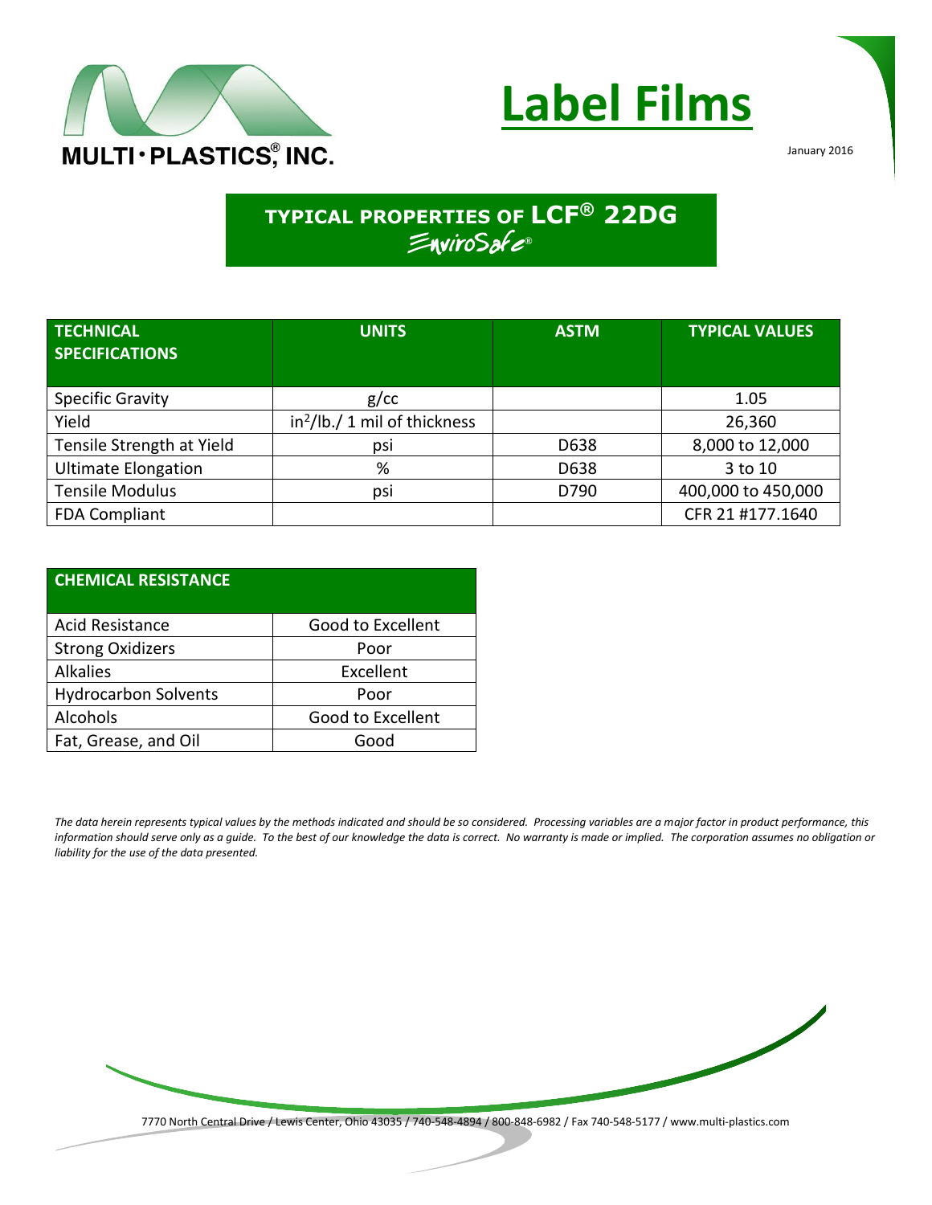MULTI·PLASTICS®, INC.

# Label Films

January 2016

## TYPICAL PROPERTIES OF LCF® 22DG

EnviroSafe®

| TECHNICAL SPECIFICATIONS | UNITS | ASTM | TYPICAL VALUES |
|---|---|---|---|
| Specific Gravity | g/cc | | 1.05 |
| Yield | $in^2$/lb./ 1 mil of thickness | | 26,360 |
| Tensile Strength at Yield | psi | D638 | 8,000 to 12,000 |
| Ultimate Elongation | % | D638 | 3 to 10 |
| Tensile Modulus | psi | D790 | 400,000 to 450,000 |
| FDA Compliant | | | CFR 21 #177.1640 |

| CHEMICAL RESISTANCE | |
|---|---|
| Acid Resistance | Good to Excellent |
| Strong Oxidizers | Poor |
| Alkalies | Excellent |
| Hydrocarbon Solvents | Poor |
| Alcohols | Good to Excellent |
| Fat, Grease, and Oil | Good |

*The data herein represents typical values by the methods indicated and should be so considered. Processing variables are a major factor in product performance, this information should serve only as a guide. To the best of our knowledge the data is correct. No warranty is made or implied. The corporation assumes no obligation or liability for the use of the data presented.*

7770 North Central Drive / Lewis Center, Ohio 43035 / 740-548-4894 / 800-848-6982 / Fax 740-548-5177 / www.multi-plastics.com